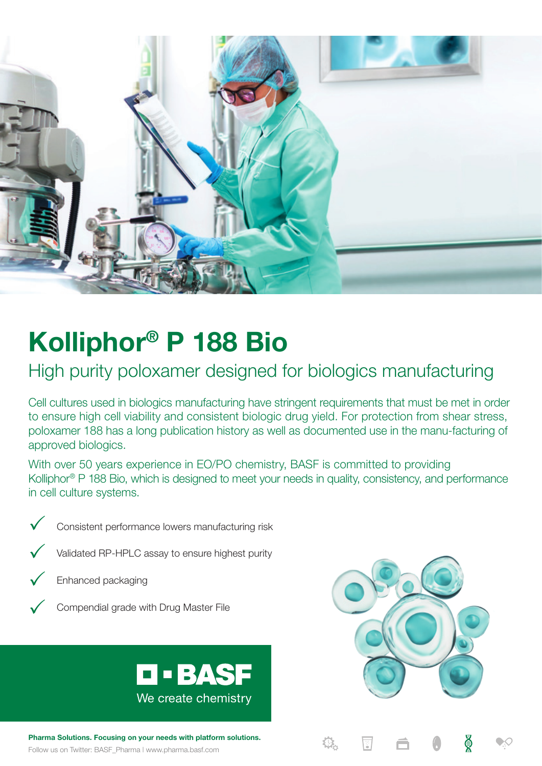# Kolliphor® P 188 Bio

## High purity poloxamer designed for biologics manufacturing

Cell cultures used in biologics manufacturing have stringent requirements that must be met in order to ensure high cell viability and consistent biologic drug yield. For protection from shear stress, poloxamer 188 has a long publication history as well as documented use in the manu-facturing of approved biologics.

With over 50 years experience in EO/PO chemistry, BASF is committed to providing Kolliphor® P 188 Bio, which is designed to meet your needs in quality, consistency, and performance in cell culture systems.

- ✓ Consistent performance lowers manufacturing risk
- ✓ Validated RP-HPLC assay to ensure highest purity
- ✓ Enhanced packaging
- ✓ Compendial grade with Drug Master File

BASF

We create chemistry

**Pharma Solutions. Focusing on your needs with platform solutions.**

Follow us on Twitter: BASF_Pharma I www.pharma.basf.com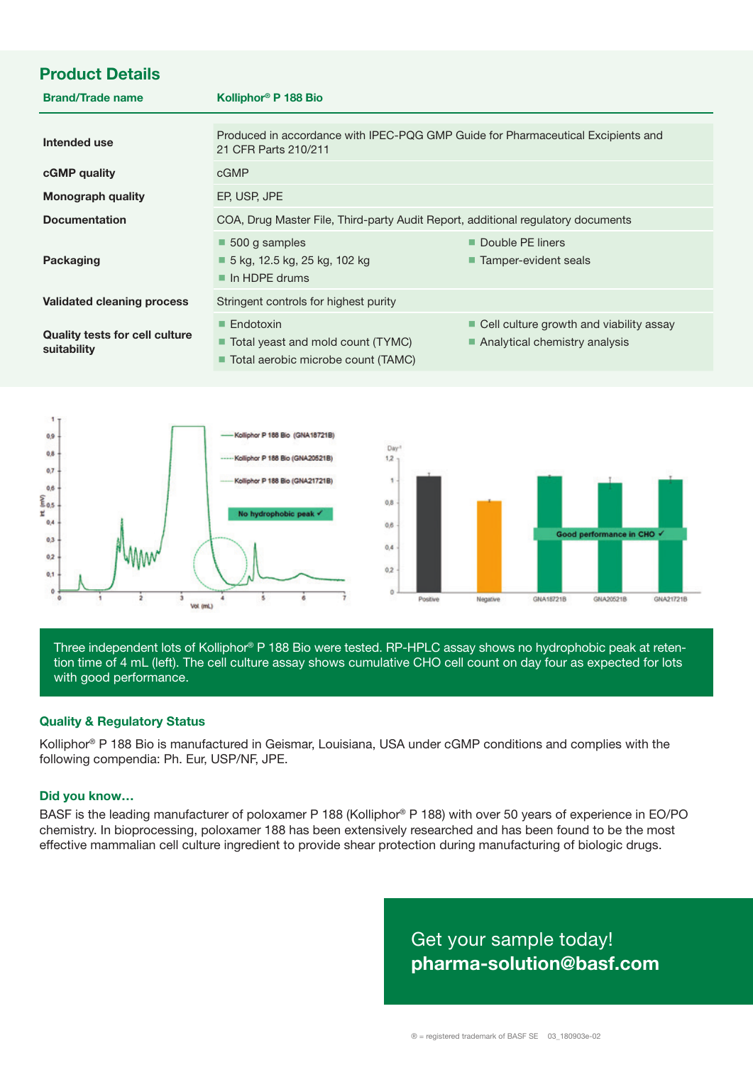## Product Details

| Brand/Trade name | Kolliphor® P 188 Bio |
|---|---|
| Intended use | Produced in accordance with IPEC-PQG GMP Guide for Pharmaceutical Excipients and 21 CFR Parts 210/211 |
| cGMP quality | cGMP |
| Monograph quality | EP, USP, JPE |
| Documentation | COA, Drug Master File, Third-party Audit Report, additional regulatory documents |
| Packaging | ■ 500 g samples<br>■ 5 kg, 12.5 kg, 25 kg, 102 kg<br>■ In HDPE drums<br>■ Double PE liners<br>■ Tamper-evident seals |
| Validated cleaning process | Stringent controls for highest purity |
| Quality tests for cell culture suitability | ■ Endotoxin<br>■ Total yeast and mold count (TYMC)<br>■ Total aerobic microbe count (TAMC)<br>■ Cell culture growth and viability assay<br>■ Analytical chemistry analysis |

Int. (mV)
1
0.9
0.8
0.7
0.6
0.5
0.4
0.3
0.2
0.1
0
0 1 2 3 4 5 6 7
Vol (mL)

Kolliphor P 188 Bio (GNA18721B)
Kolliphor P 188 Bio (GNA20521B)
Kolliphor P 188 Bio (GNA21721B)
No hydrophobic peak ✓

Day⁻¹
1.2
1
0.8
0.6
0.4
0.2
0
Positive
Negative
GNA18721B
GNA20521B
GNA21721B
Good performance in CHO ✓

Three independent lots of Kolliphor® P 188 Bio were tested. RP-HPLC assay shows no hydrophobic peak at retention time of 4 mL (left). The cell culture assay shows cumulative CHO cell count on day four as expected for lots with good performance.

### Quality & Regulatory Status

Kolliphor® P 188 Bio is manufactured in Geismar, Louisiana, USA under cGMP conditions and complies with the following compendia: Ph. Eur, USP/NF, JPE.

### Did you know…

BASF is the leading manufacturer of poloxamer P 188 (Kolliphor® P 188) with over 50 years of experience in EO/PO chemistry. In bioprocessing, poloxamer 188 has been extensively researched and has been found to be the most effective mammalian cell culture ingredient to provide shear protection during manufacturing of biologic drugs.

Get your sample today!
**pharma-solution@basf.com**

® = registered trademark of BASF SE 03_180903e-02